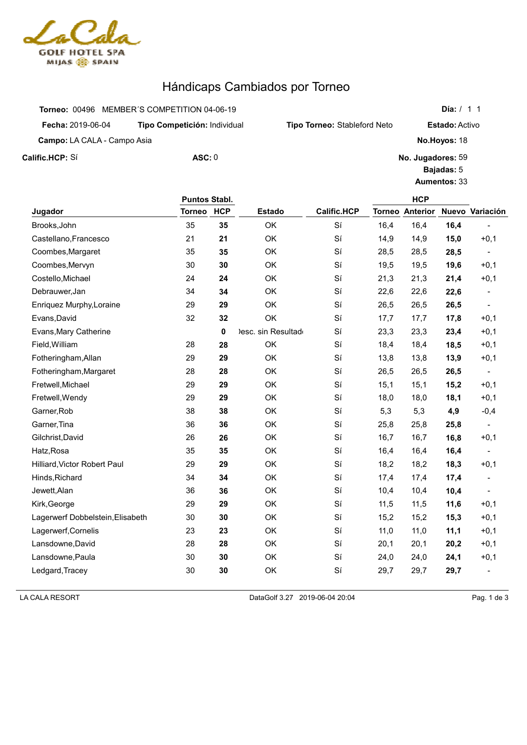LA CALA GOLF HOTEL SPA MIJAS SPAIN

# Hándicaps Cambiados por Torneo

**Torneo:** 00496 MEMBER´S COMPETITION 04-06-19

**Día:** / 1 1

**Fecha:** 2019-06-04 **Tipo Competición:** Individual **Tipo Torneo:** Stableford Neto **Estado:** Activo

**Campo:** LA CALA - Campo Asia **No.Hoyos:** 18

**Calific.HCP:** Sí **ASC:** 0 **No. Jugadores:** 59

**Bajadas:** 5

**Aumentos:** 33

| Jugador | Puntos Stabl. | | Estado | Calific.HCP | HCP | | | |
|---|---|---|---|---|---|---|---|---|
| | Torneo | HCP | | | Torneo | Anterior | Nuevo | Variación |
| Brooks,John | 35 | **35** | OK | Sí | 16,4 | 16,4 | **16,4** | - |
| Castellano,Francesco | 21 | **21** | OK | Sí | 14,9 | 14,9 | **15,0** | +0,1 |
| Coombes,Margaret | 35 | **35** | OK | Sí | 28,5 | 28,5 | **28,5** | - |
| Coombes,Mervyn | 30 | **30** | OK | Sí | 19,5 | 19,5 | **19,6** | +0,1 |
| Costello,Michael | 24 | **24** | OK | Sí | 21,3 | 21,3 | **21,4** | +0,1 |
| Debrauwer,Jan | 34 | **34** | OK | Sí | 22,6 | 22,6 | **22,6** | - |
| Enriquez Murphy,Loraine | 29 | **29** | OK | Sí | 26,5 | 26,5 | **26,5** | - |
| Evans,David | 32 | **32** | OK | Sí | 17,7 | 17,7 | **17,8** | +0,1 |
| Evans,Mary Catherine | | **0** | Desc. sin Resultado | Sí | 23,3 | 23,3 | **23,4** | +0,1 |
| Field,William | 28 | **28** | OK | Sí | 18,4 | 18,4 | **18,5** | +0,1 |
| Fotheringham,Allan | 29 | **29** | OK | Sí | 13,8 | 13,8 | **13,9** | +0,1 |
| Fotheringham,Margaret | 28 | **28** | OK | Sí | 26,5 | 26,5 | **26,5** | - |
| Fretwell,Michael | 29 | **29** | OK | Sí | 15,1 | 15,1 | **15,2** | +0,1 |
| Fretwell,Wendy | 29 | **29** | OK | Sí | 18,0 | 18,0 | **18,1** | +0,1 |
| Garner,Rob | 38 | **38** | OK | Sí | 5,3 | 5,3 | **4,9** | -0,4 |
| Garner,Tina | 36 | **36** | OK | Sí | 25,8 | 25,8 | **25,8** | - |
| Gilchrist,David | 26 | **26** | OK | Sí | 16,7 | 16,7 | **16,8** | +0,1 |
| Hatz,Rosa | 35 | **35** | OK | Sí | 16,4 | 16,4 | **16,4** | - |
| Hilliard,Victor Robert Paul | 29 | **29** | OK | Sí | 18,2 | 18,2 | **18,3** | +0,1 |
| Hinds,Richard | 34 | **34** | OK | Sí | 17,4 | 17,4 | **17,4** | - |
| Jewett,Alan | 36 | **36** | OK | Sí | 10,4 | 10,4 | **10,4** | - |
| Kirk,George | 29 | **29** | OK | Sí | 11,5 | 11,5 | **11,6** | +0,1 |
| Lagerwerf Dobbelstein,Elisabeth | 30 | **30** | OK | Sí | 15,2 | 15,2 | **15,3** | +0,1 |
| Lagerwerf,Cornelis | 23 | **23** | OK | Sí | 11,0 | 11,0 | **11,1** | +0,1 |
| Lansdowne,David | 28 | **28** | OK | Sí | 20,1 | 20,1 | **20,2** | +0,1 |
| Lansdowne,Paula | 30 | **30** | OK | Sí | 24,0 | 24,0 | **24,1** | +0,1 |
| Ledgard,Tracey | 30 | **30** | OK | Sí | 29,7 | 29,7 | **29,7** | - |

LA CALA RESORT DataGolf 3.27 2019-06-04 20:04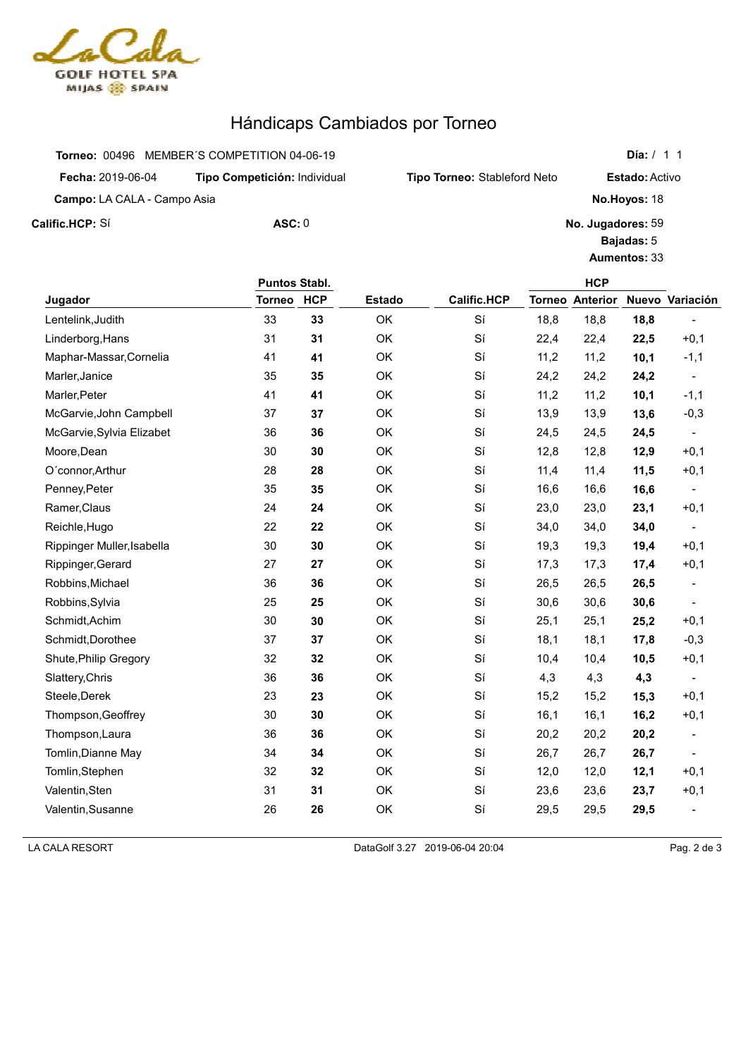# Hándicaps Cambiados por Torneo

**Torneo:** 00496 MEMBER´S COMPETITION 04-06-19 **Día:** / 1 1

**Fecha:** 2019-06-04 **Tipo Competición:** Individual **Tipo Torneo:** Stableford Neto **Estado:** Activo

**Campo:** LA CALA - Campo Asia **No.Hoyos:** 18

**Calific.HCP:** Sí **ASC:** 0 **No. Jugadores:** 59

**Bajadas:** 5

**Aumentos:** 33

| | Puntos Stabl. | | | | HCP | | | |
|---|---|---|---|---|---|---|---|---|
| **Jugador** | **Torneo** | **HCP** | **Estado** | **Calific.HCP** | **Torneo** | **Anterior** | **Nuevo** | **Variación** |
| Lentelink,Judith | 33 | **33** | OK | Sí | 18,8 | 18,8 | **18,8** | - |
| Linderborg,Hans | 31 | **31** | OK | Sí | 22,4 | 22,4 | **22,5** | +0,1 |
| Maphar-Massar,Cornelia | 41 | **41** | OK | Sí | 11,2 | 11,2 | **10,1** | -1,1 |
| Marler,Janice | 35 | **35** | OK | Sí | 24,2 | 24,2 | **24,2** | - |
| Marler,Peter | 41 | **41** | OK | Sí | 11,2 | 11,2 | **10,1** | -1,1 |
| McGarvie,John Campbell | 37 | **37** | OK | Sí | 13,9 | 13,9 | **13,6** | -0,3 |
| McGarvie,Sylvia Elizabet | 36 | **36** | OK | Sí | 24,5 | 24,5 | **24,5** | - |
| Moore,Dean | 30 | **30** | OK | Sí | 12,8 | 12,8 | **12,9** | +0,1 |
| O´connor,Arthur | 28 | **28** | OK | Sí | 11,4 | 11,4 | **11,5** | +0,1 |
| Penney,Peter | 35 | **35** | OK | Sí | 16,6 | 16,6 | **16,6** | - |
| Ramer,Claus | 24 | **24** | OK | Sí | 23,0 | 23,0 | **23,1** | +0,1 |
| Reichle,Hugo | 22 | **22** | OK | Sí | 34,0 | 34,0 | **34,0** | - |
| Rippinger Muller,Isabella | 30 | **30** | OK | Sí | 19,3 | 19,3 | **19,4** | +0,1 |
| Rippinger,Gerard | 27 | **27** | OK | Sí | 17,3 | 17,3 | **17,4** | +0,1 |
| Robbins,Michael | 36 | **36** | OK | Sí | 26,5 | 26,5 | **26,5** | - |
| Robbins,Sylvia | 25 | **25** | OK | Sí | 30,6 | 30,6 | **30,6** | - |
| Schmidt,Achim | 30 | **30** | OK | Sí | 25,1 | 25,1 | **25,2** | +0,1 |
| Schmidt,Dorothee | 37 | **37** | OK | Sí | 18,1 | 18,1 | **17,8** | -0,3 |
| Shute,Philip Gregory | 32 | **32** | OK | Sí | 10,4 | 10,4 | **10,5** | +0,1 |
| Slattery,Chris | 36 | **36** | OK | Sí | 4,3 | 4,3 | **4,3** | - |
| Steele,Derek | 23 | **23** | OK | Sí | 15,2 | 15,2 | **15,3** | +0,1 |
| Thompson,Geoffrey | 30 | **30** | OK | Sí | 16,1 | 16,1 | **16,2** | +0,1 |
| Thompson,Laura | 36 | **36** | OK | Sí | 20,2 | 20,2 | **20,2** | - |
| Tomlin,Dianne May | 34 | **34** | OK | Sí | 26,7 | 26,7 | **26,7** | - |
| Tomlin,Stephen | 32 | **32** | OK | Sí | 12,0 | 12,0 | **12,1** | +0,1 |
| Valentin,Sten | 31 | **31** | OK | Sí | 23,6 | 23,6 | **23,7** | +0,1 |
| Valentin,Susanne | 26 | **26** | OK | Sí | 29,5 | 29,5 | **29,5** | - |

LA CALA RESORT DataGolf 3.27 2019-06-04 20:04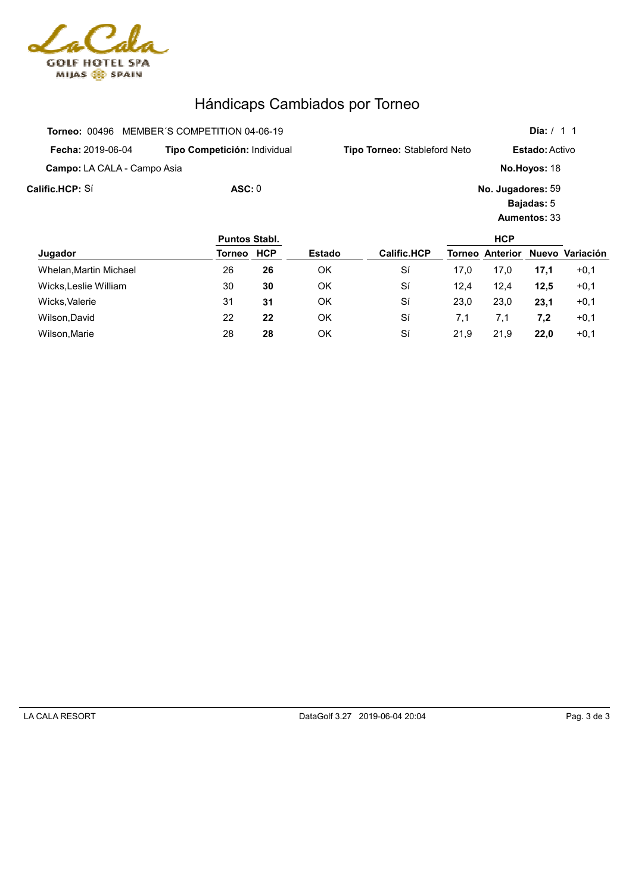# Hándicaps Cambiados por Torneo

**Torneo:** 00496 MEMBER´S COMPETITION 04-06-19 **Día:** / 1 1

**Fecha:** 2019-06-04 **Tipo Competición:** Individual **Tipo Torneo:** Stableford Neto **Estado:** Activo

**Campo:** LA CALA - Campo Asia **No.Hoyos:** 18

**Calific.HCP:** Sí **ASC:** 0 **No. Jugadores:** 59

**Bajadas:** 5

**Aumentos:** 33

| | Puntos Stabl. | | | | HCP | | | |
|---|---|---|---|---|---|---|---|---|
| **Jugador** | **Torneo** | **HCP** | **Estado** | **Calific.HCP** | **Torneo** | **Anterior** | **Nuevo** | **Variación** |
| Whelan,Martin Michael | 26 | **26** | OK | Sí | 17,0 | 17,0 | **17,1** | +0,1 |
| Wicks,Leslie William | 30 | **30** | OK | Sí | 12,4 | 12,4 | **12,5** | +0,1 |
| Wicks,Valerie | 31 | **31** | OK | Sí | 23,0 | 23,0 | **23,1** | +0,1 |
| Wilson,David | 22 | **22** | OK | Sí | 7,1 | 7,1 | **7,2** | +0,1 |
| Wilson,Marie | 28 | **28** | OK | Sí | 21,9 | 21,9 | **22,0** | +0,1 |

LA CALA RESORT DataGolf 3.27 2019-06-04 20:04